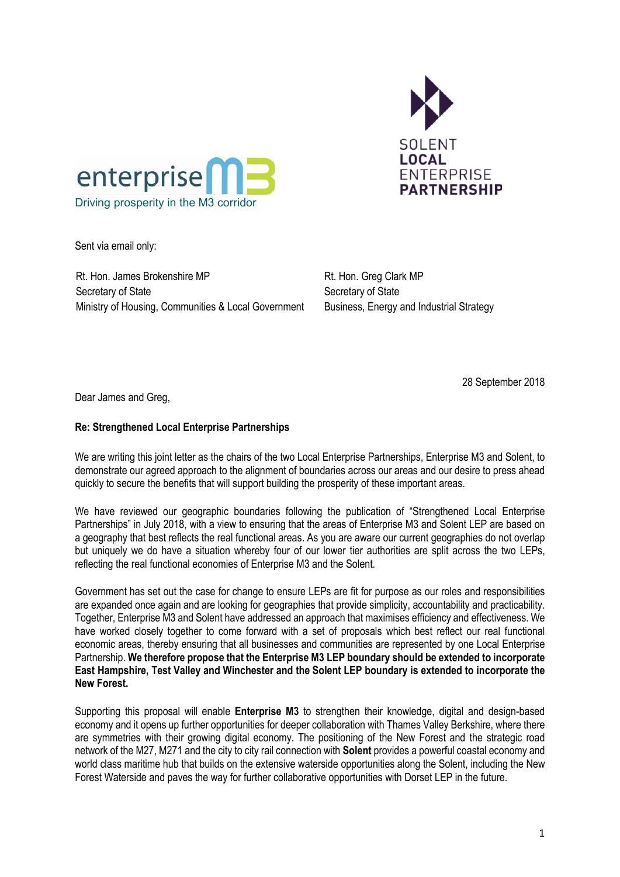enterprise M3
Driving prosperity in the M3 corridor

SOLENT
**LOCAL**
ENTERPRISE
**PARTNERSHIP**

Sent via email only:

Rt. Hon. James Brokenshire MP
Secretary of State
Ministry of Housing, Communities & Local Government

Rt. Hon. Greg Clark MP
Secretary of State
Business, Energy and Industrial Strategy

28 September 2018

Dear James and Greg,

**Re: Strengthened Local Enterprise Partnerships**

We are writing this joint letter as the chairs of the two Local Enterprise Partnerships, Enterprise M3 and Solent, to demonstrate our agreed approach to the alignment of boundaries across our areas and our desire to press ahead quickly to secure the benefits that will support building the prosperity of these important areas.

We have reviewed our geographic boundaries following the publication of "Strengthened Local Enterprise Partnerships" in July 2018, with a view to ensuring that the areas of Enterprise M3 and Solent LEP are based on a geography that best reflects the real functional areas. As you are aware our current geographies do not overlap but uniquely we do have a situation whereby four of our lower tier authorities are split across the two LEPs, reflecting the real functional economies of Enterprise M3 and the Solent.

Government has set out the case for change to ensure LEPs are fit for purpose as our roles and responsibilities are expanded once again and are looking for geographies that provide simplicity, accountability and practicability. Together, Enterprise M3 and Solent have addressed an approach that maximises efficiency and effectiveness. We have worked closely together to come forward with a set of proposals which best reflect our real functional economic areas, thereby ensuring that all businesses and communities are represented by one Local Enterprise Partnership. **We therefore propose that the Enterprise M3 LEP boundary should be extended to incorporate East Hampshire, Test Valley and Winchester and the Solent LEP boundary is extended to incorporate the New Forest.**

Supporting this proposal will enable **Enterprise M3** to strengthen their knowledge, digital and design-based economy and it opens up further opportunities for deeper collaboration with Thames Valley Berkshire, where there are symmetries with their growing digital economy. The positioning of the New Forest and the strategic road network of the M27, M271 and the city to city rail connection with **Solent** provides a powerful coastal economy and world class maritime hub that builds on the extensive waterside opportunities along the Solent, including the New Forest Waterside and paves the way for further collaborative opportunities with Dorset LEP in the future.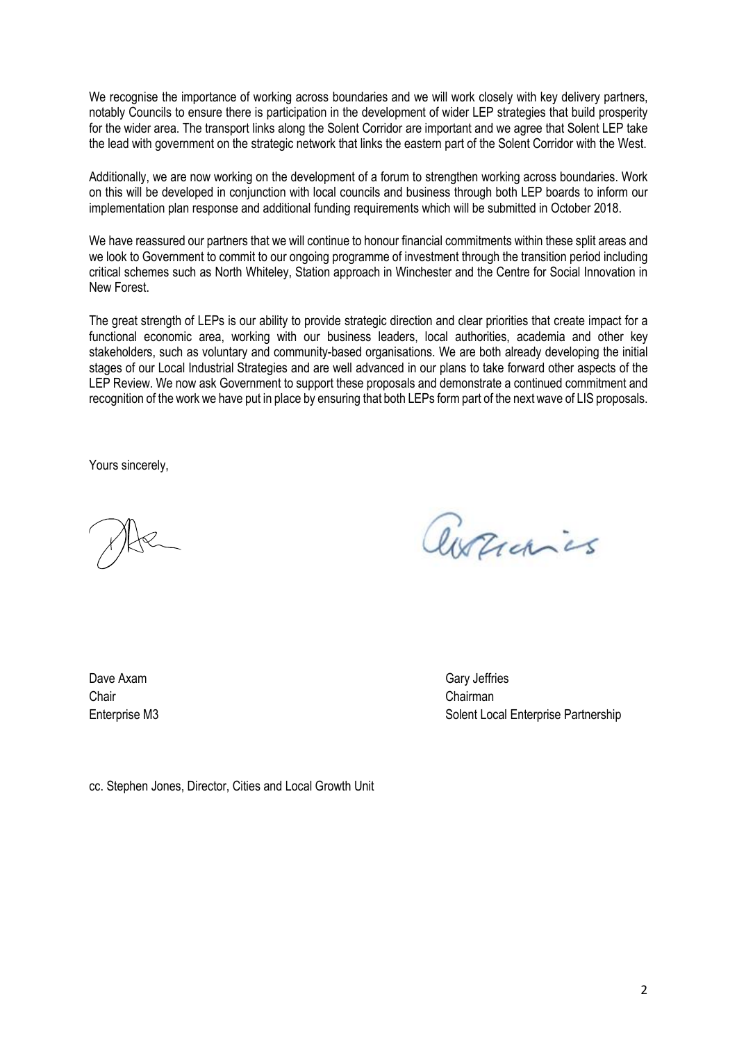We recognise the importance of working across boundaries and we will work closely with key delivery partners, notably Councils to ensure there is participation in the development of wider LEP strategies that build prosperity for the wider area. The transport links along the Solent Corridor are important and we agree that Solent LEP take the lead with government on the strategic network that links the eastern part of the Solent Corridor with the West.

Additionally, we are now working on the development of a forum to strengthen working across boundaries. Work on this will be developed in conjunction with local councils and business through both LEP boards to inform our implementation plan response and additional funding requirements which will be submitted in October 2018.

We have reassured our partners that we will continue to honour financial commitments within these split areas and we look to Government to commit to our ongoing programme of investment through the transition period including critical schemes such as North Whiteley, Station approach in Winchester and the Centre for Social Innovation in New Forest.

The great strength of LEPs is our ability to provide strategic direction and clear priorities that create impact for a functional economic area, working with our business leaders, local authorities, academia and other key stakeholders, such as voluntary and community-based organisations. We are both already developing the initial stages of our Local Industrial Strategies and are well advanced in our plans to take forward other aspects of the LEP Review. We now ask Government to support these proposals and demonstrate a continued commitment and recognition of the work we have put in place by ensuring that both LEPs form part of the next wave of LIS proposals.

Yours sincerely,

| | |
|---|---|
| Dave Axam | Gary Jeffries |
| Chair | Chairman |
| Enterprise M3 | Solent Local Enterprise Partnership |

cc. Stephen Jones, Director, Cities and Local Growth Unit